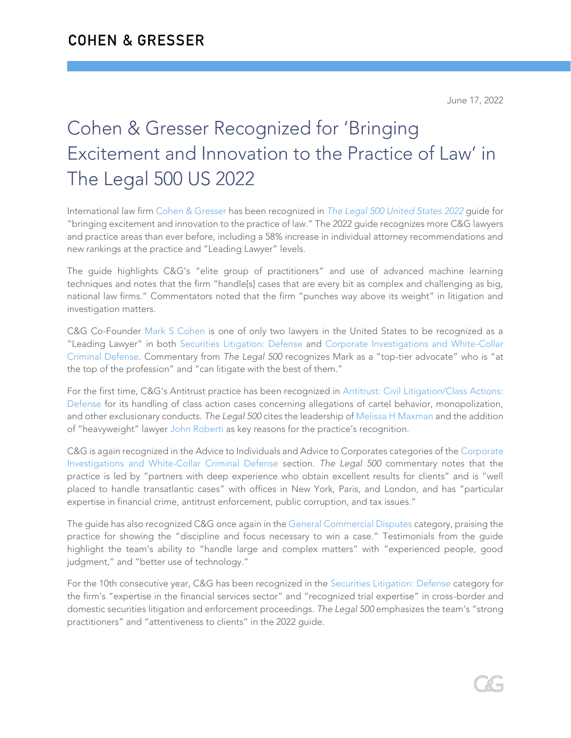June 17, 2022

# Cohen & Gresser Recognized for 'Bringing Excitement and Innovation to the Practice of Law' in The Legal 500 US 2022

International law firm Cohen & Gresser has been recognized in *The Legal 500 United States 2022* guide for "bringing excitement and innovation to the practice of law." The 2022 guide recognizes more C&G lawyers and practice areas than ever before, including a 58% increase in individual attorney recommendations and new rankings at the practice and "Leading Lawyer" levels.

The guide highlights C&G's "elite group of practitioners" and use of advanced machine learning techniques and notes that the firm "handle[s] cases that are every bit as complex and challenging as big, national law firms." Commentators noted that the firm "punches way above its weight" in litigation and investigation matters.

C&G Co-Founder Mark S Cohen is one of only two lawyers in the United States to be recognized as a "Leading Lawyer" in both Securities Litigation: Defense and Corporate Investigations and White-Collar Criminal Defense. Commentary from *The Legal 500* recognizes Mark as a "top-tier advocate" who is "at the top of the profession" and "can litigate with the best of them."

For the first time, C&G's Antitrust practice has been recognized in Antitrust: Civil Litigation/Class Actions: Defense for its handling of class action cases concerning allegations of cartel behavior, monopolization, and other exclusionary conducts. *The Legal 500* cites the leadership of Melissa H Maxman and the addition of "heavyweight" lawyer John Roberti as key reasons for the practice's recognition.

C&G is again recognized in the Advice to Individuals and Advice to Corporates categories of the Corporate Investigations and White-Collar Criminal Defense section. *The Legal 500* commentary notes that the practice is led by "partners with deep experience who obtain excellent results for clients" and is "well placed to handle transatlantic cases" with offices in New York, Paris, and London, and has "particular expertise in financial crime, antitrust enforcement, public corruption, and tax issues."

The guide has also recognized C&G once again in the General Commercial Disputes category, praising the practice for showing the "discipline and focus necessary to win a case." Testimonials from the guide highlight the team's ability to "handle large and complex matters" with "experienced people, good judgment," and "better use of technology."

For the 10th consecutive year, C&G has been recognized in the Securities Litigation: Defense category for the firm's "expertise in the financial services sector" and "recognized trial expertise" in cross-border and domestic securities litigation and enforcement proceedings. *The Legal 500* emphasizes the team's "strong practitioners" and "attentiveness to clients" in the 2022 guide.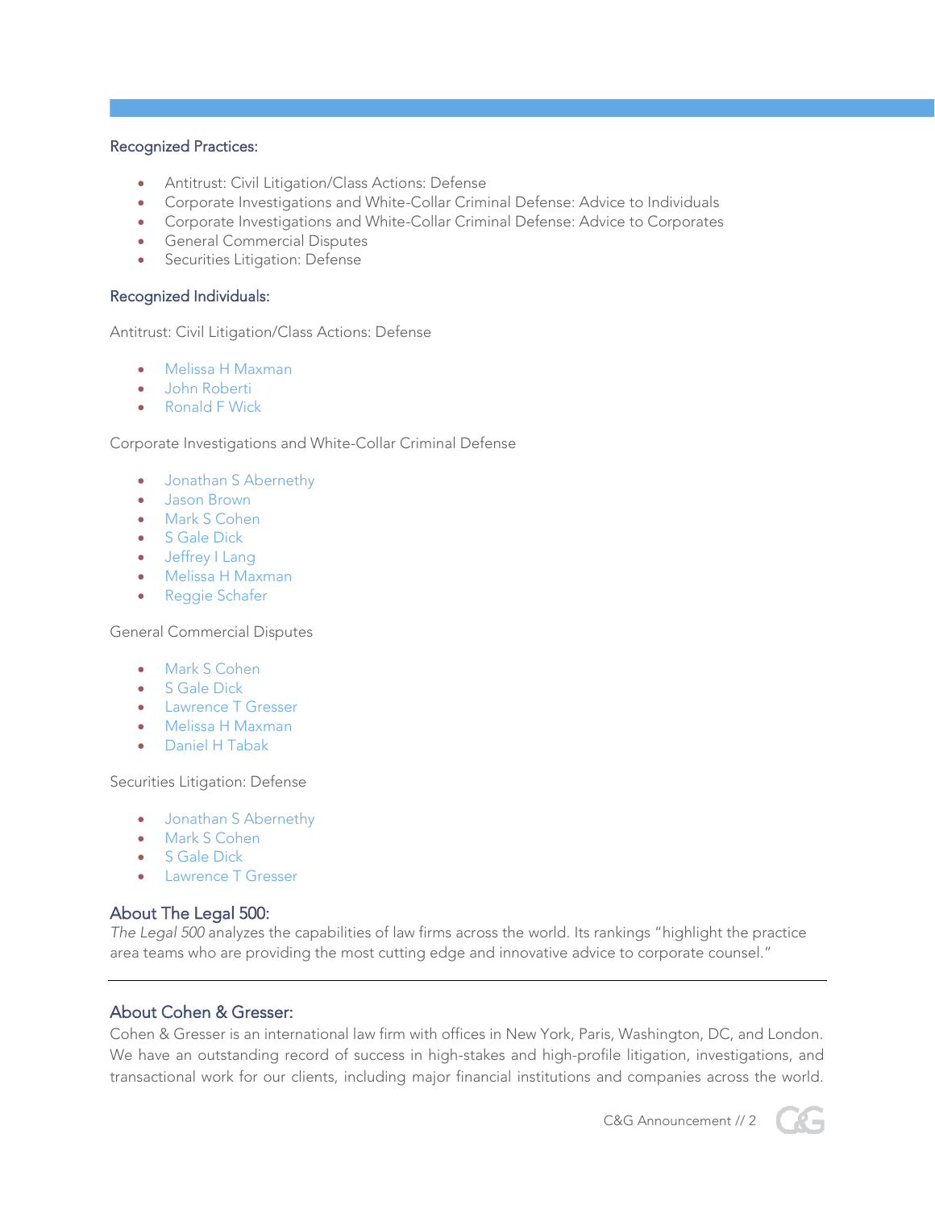### Recognized Practices:

- Antitrust: Civil Litigation/Class Actions: Defense
- Corporate Investigations and White-Collar Criminal Defense: Advice to Individuals
- Corporate Investigations and White-Collar Criminal Defense: Advice to Corporates
- General Commercial Disputes
- Securities Litigation: Defense

### Recognized Individuals:

Antitrust: Civil Litigation/Class Actions: Defense

- Melissa H Maxman
- John Roberti
- Ronald F Wick

Corporate Investigations and White-Collar Criminal Defense

- Jonathan S Abernethy
- Jason Brown
- Mark S Cohen
- S Gale Dick
- Jeffrey I Lang
- Melissa H Maxman
- Reggie Schafer

General Commercial Disputes

- Mark S Cohen
- S Gale Dick
- Lawrence T Gresser
- Melissa H Maxman
- Daniel H Tabak

Securities Litigation: Defense

- Jonathan S Abernethy
- Mark S Cohen
- S Gale Dick
- Lawrence T Gresser

## About The Legal 500:

*The Legal 500* analyzes the capabilities of law firms across the world. Its rankings "highlight the practice area teams who are providing the most cutting edge and innovative advice to corporate counsel."

---

## About Cohen & Gresser:

Cohen & Gresser is an international law firm with offices in New York, Paris, Washington, DC, and London. We have an outstanding record of success in high-stakes and high-profile litigation, investigations, and transactional work for our clients, including major financial institutions and companies across the world.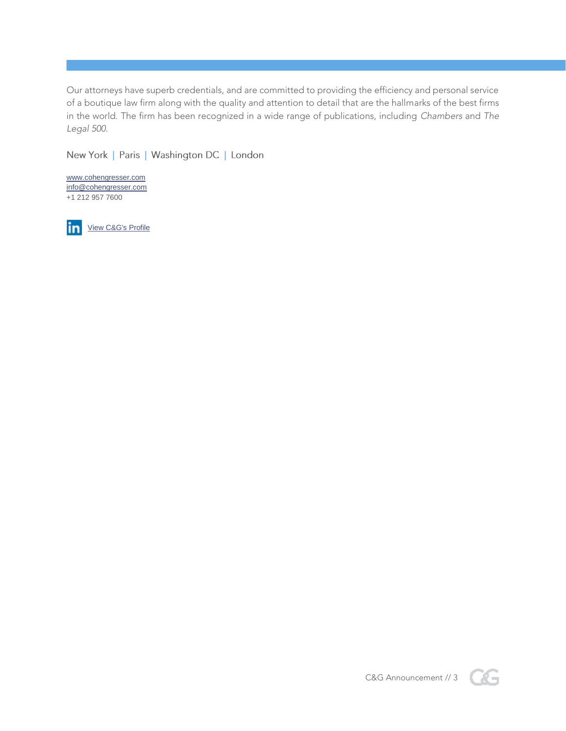Our attorneys have superb credentials, and are committed to providing the efficiency and personal service of a boutique law firm along with the quality and attention to detail that are the hallmarks of the best firms in the world. The firm has been recognized in a wide range of publications, including *Chambers* and *The Legal 500.*

New York | Paris | Washington DC | London

www.cohengresser.com
info@cohengresser.com
+1 212 957 7600

View C&G's Profile